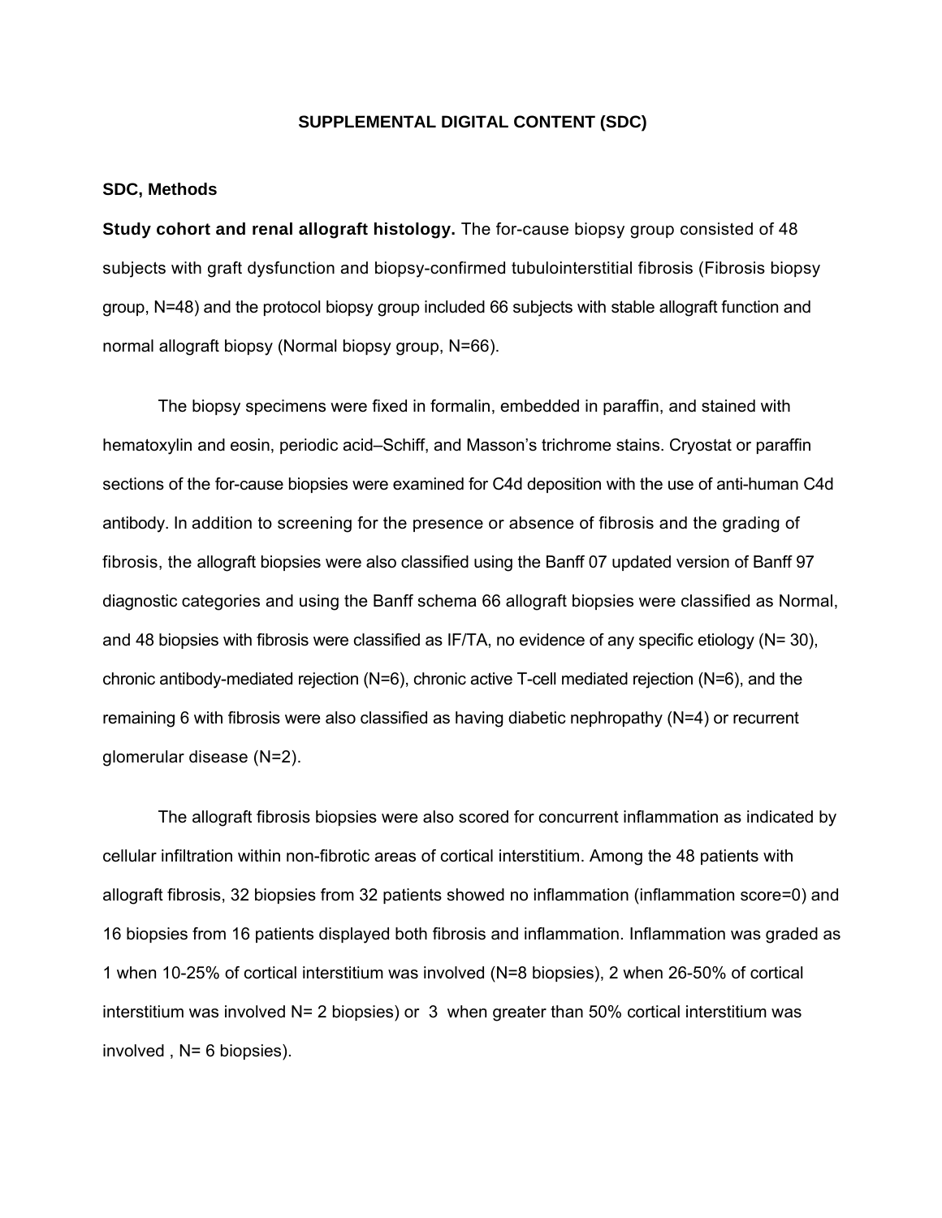# SUPPLEMENTAL DIGITAL CONTENT (SDC)

## SDC, Methods

**Study cohort and renal allograft histology.** The for-cause biopsy group consisted of 48 subjects with graft dysfunction and biopsy-confirmed tubulointerstitial fibrosis (Fibrosis biopsy group, N=48) and the protocol biopsy group included 66 subjects with stable allograft function and normal allograft biopsy (Normal biopsy group, N=66).

The biopsy specimens were fixed in formalin, embedded in paraffin, and stained with hematoxylin and eosin, periodic acid–Schiff, and Masson's trichrome stains. Cryostat or paraffin sections of the for-cause biopsies were examined for C4d deposition with the use of anti-human C4d antibody. In addition to screening for the presence or absence of fibrosis and the grading of fibrosis, the allograft biopsies were also classified using the Banff 07 updated version of Banff 97 diagnostic categories and using the Banff schema 66 allograft biopsies were classified as Normal, and 48 biopsies with fibrosis were classified as IF/TA, no evidence of any specific etiology (N= 30), chronic antibody-mediated rejection (N=6), chronic active T-cell mediated rejection (N=6), and the remaining 6 with fibrosis were also classified as having diabetic nephropathy (N=4) or recurrent glomerular disease (N=2).

The allograft fibrosis biopsies were also scored for concurrent inflammation as indicated by cellular infiltration within non-fibrotic areas of cortical interstitium. Among the 48 patients with allograft fibrosis, 32 biopsies from 32 patients showed no inflammation (inflammation score=0) and 16 biopsies from 16 patients displayed both fibrosis and inflammation. Inflammation was graded as 1 when 10-25% of cortical interstitium was involved (N=8 biopsies), 2 when 26-50% of cortical interstitium was involved N= 2 biopsies) or 3 when greater than 50% cortical interstitium was involved , N= 6 biopsies).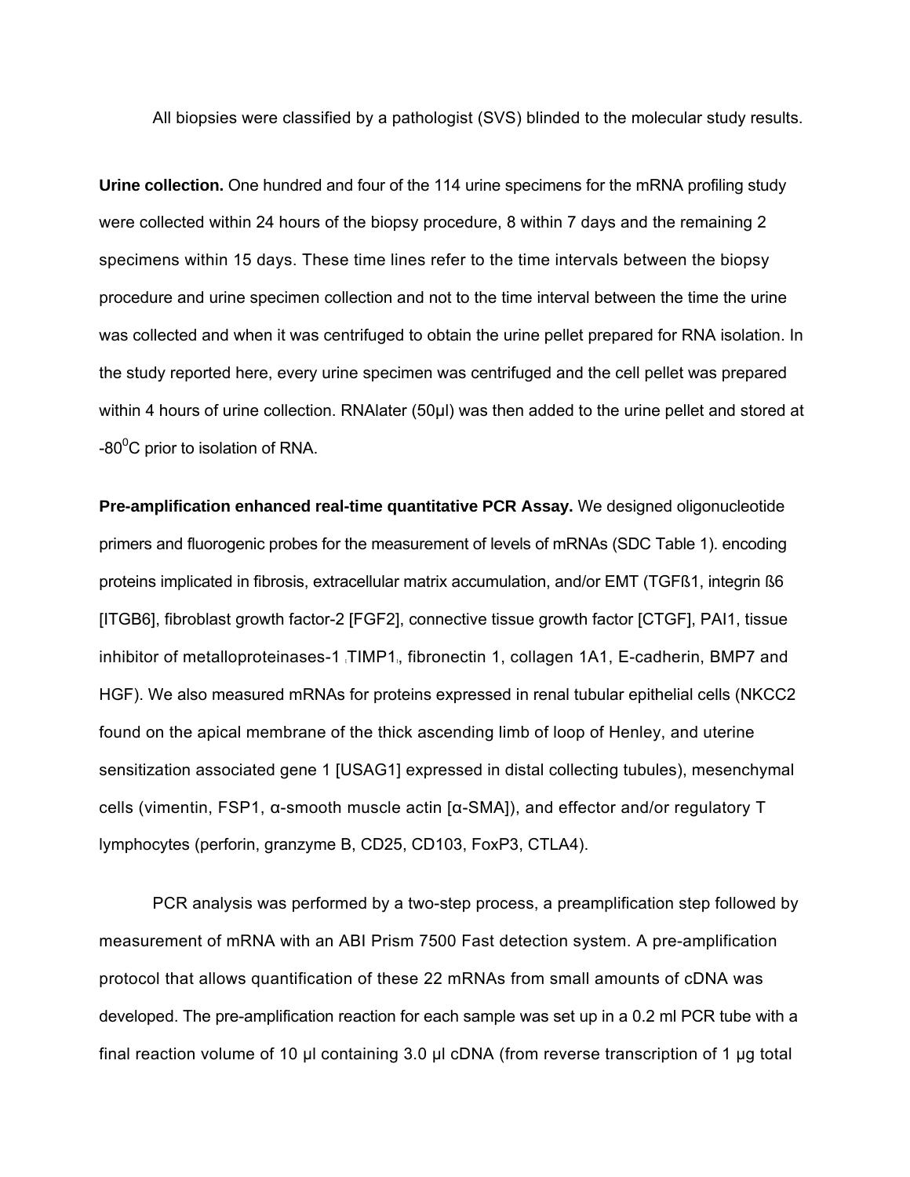All biopsies were classified by a pathologist (SVS) blinded to the molecular study results.

**Urine collection.** One hundred and four of the 114 urine specimens for the mRNA profiling study were collected within 24 hours of the biopsy procedure, 8 within 7 days and the remaining 2 specimens within 15 days. These time lines refer to the time intervals between the biopsy procedure and urine specimen collection and not to the time interval between the time the urine was collected and when it was centrifuged to obtain the urine pellet prepared for RNA isolation. In the study reported here, every urine specimen was centrifuged and the cell pellet was prepared within 4 hours of urine collection. RNAlater (50µl) was then added to the urine pellet and stored at -80$^0$C prior to isolation of RNA.

**Pre-amplification enhanced real-time quantitative PCR Assay.** We designed oligonucleotide primers and fluorogenic probes for the measurement of levels of mRNAs (SDC Table 1). encoding proteins implicated in fibrosis, extracellular matrix accumulation, and/or EMT (TGFß1, integrin ß6 [ITGB6], fibroblast growth factor-2 [FGF2], connective tissue growth factor [CTGF], PAI1, tissue inhibitor of metalloproteinases-1 [TIMP1], fibronectin 1, collagen 1A1, E-cadherin, BMP7 and HGF). We also measured mRNAs for proteins expressed in renal tubular epithelial cells (NKCC2 found on the apical membrane of the thick ascending limb of loop of Henley, and uterine sensitization associated gene 1 [USAG1] expressed in distal collecting tubules), mesenchymal cells (vimentin, FSP1, α-smooth muscle actin [α-SMA]), and effector and/or regulatory T lymphocytes (perforin, granzyme B, CD25, CD103, FoxP3, CTLA4).

PCR analysis was performed by a two-step process, a preamplification step followed by measurement of mRNA with an ABI Prism 7500 Fast detection system. A pre-amplification protocol that allows quantification of these 22 mRNAs from small amounts of cDNA was developed. The pre-amplification reaction for each sample was set up in a 0.2 ml PCR tube with a final reaction volume of 10 µl containing 3.0 µl cDNA (from reverse transcription of 1 µg total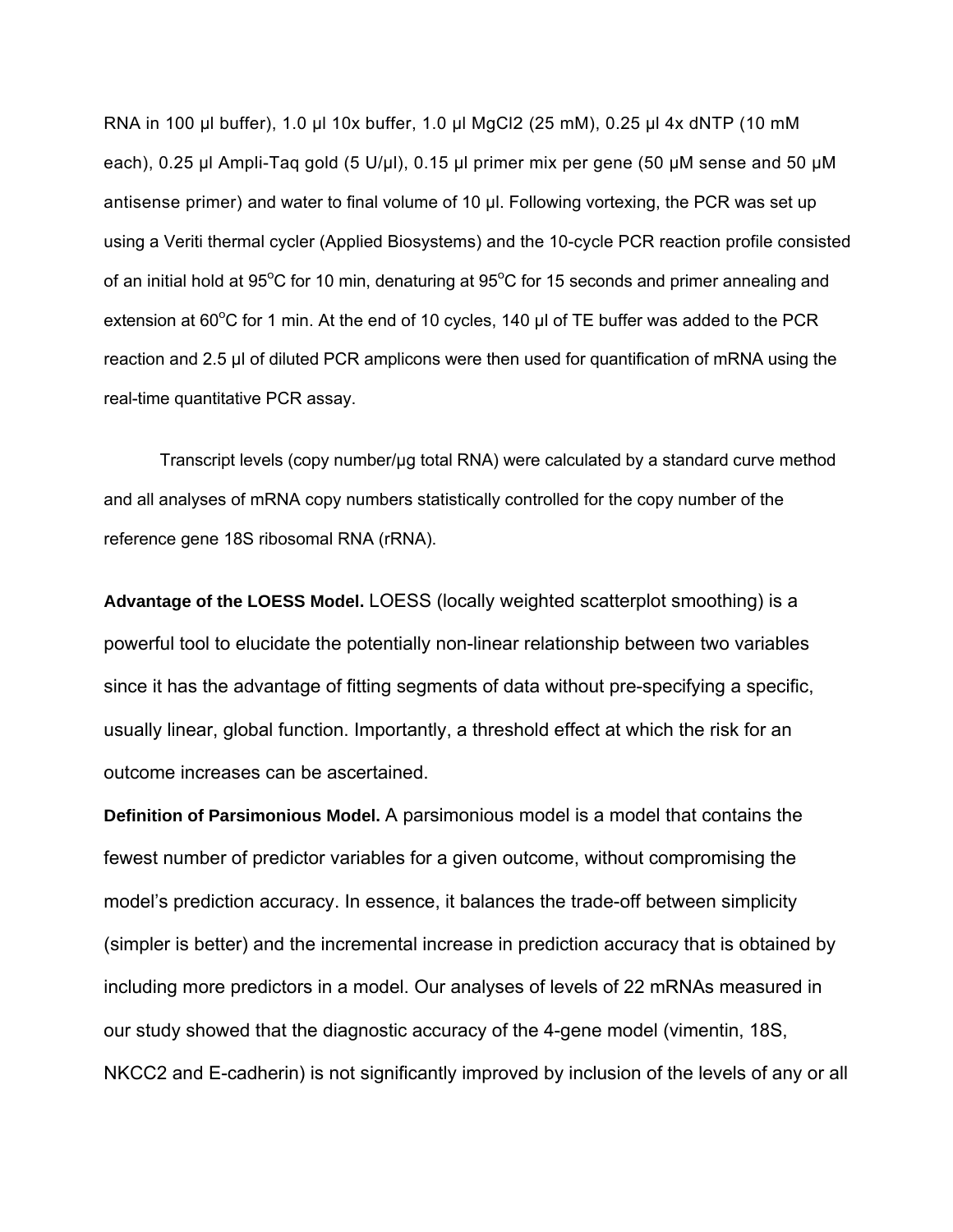RNA in 100 µl buffer), 1.0 µl 10x buffer, 1.0 µl $MgCl_2$ (25 mM), 0.25 µl 4x dNTP (10 mM each), 0.25 µl Ampli-Taq gold (5 U/µl), 0.15 µl primer mix per gene (50 µM sense and 50 µM antisense primer) and water to final volume of 10 µl. Following vortexing, the PCR was set up using a Veriti thermal cycler (Applied Biosystems) and the 10-cycle PCR reaction profile consisted of an initial hold at 95°C for 10 min, denaturing at 95°C for 15 seconds and primer annealing and extension at 60°C for 1 min. At the end of 10 cycles, 140 µl of TE buffer was added to the PCR reaction and 2.5 µl of diluted PCR amplicons were then used for quantification of mRNA using the real-time quantitative PCR assay.

Transcript levels (copy number/µg total RNA) were calculated by a standard curve method and all analyses of mRNA copy numbers statistically controlled for the copy number of the reference gene 18S ribosomal RNA (rRNA).

**Advantage of the LOESS Model.** LOESS (locally weighted scatterplot smoothing) is a powerful tool to elucidate the potentially non-linear relationship between two variables since it has the advantage of fitting segments of data without pre-specifying a specific, usually linear, global function. Importantly, a threshold effect at which the risk for an outcome increases can be ascertained.

**Definition of Parsimonious Model.** A parsimonious model is a model that contains the fewest number of predictor variables for a given outcome, without compromising the model's prediction accuracy. In essence, it balances the trade-off between simplicity (simpler is better) and the incremental increase in prediction accuracy that is obtained by including more predictors in a model. Our analyses of levels of 22 mRNAs measured in our study showed that the diagnostic accuracy of the 4-gene model (vimentin, 18S, NKCC2 and E-cadherin) is not significantly improved by inclusion of the levels of any or all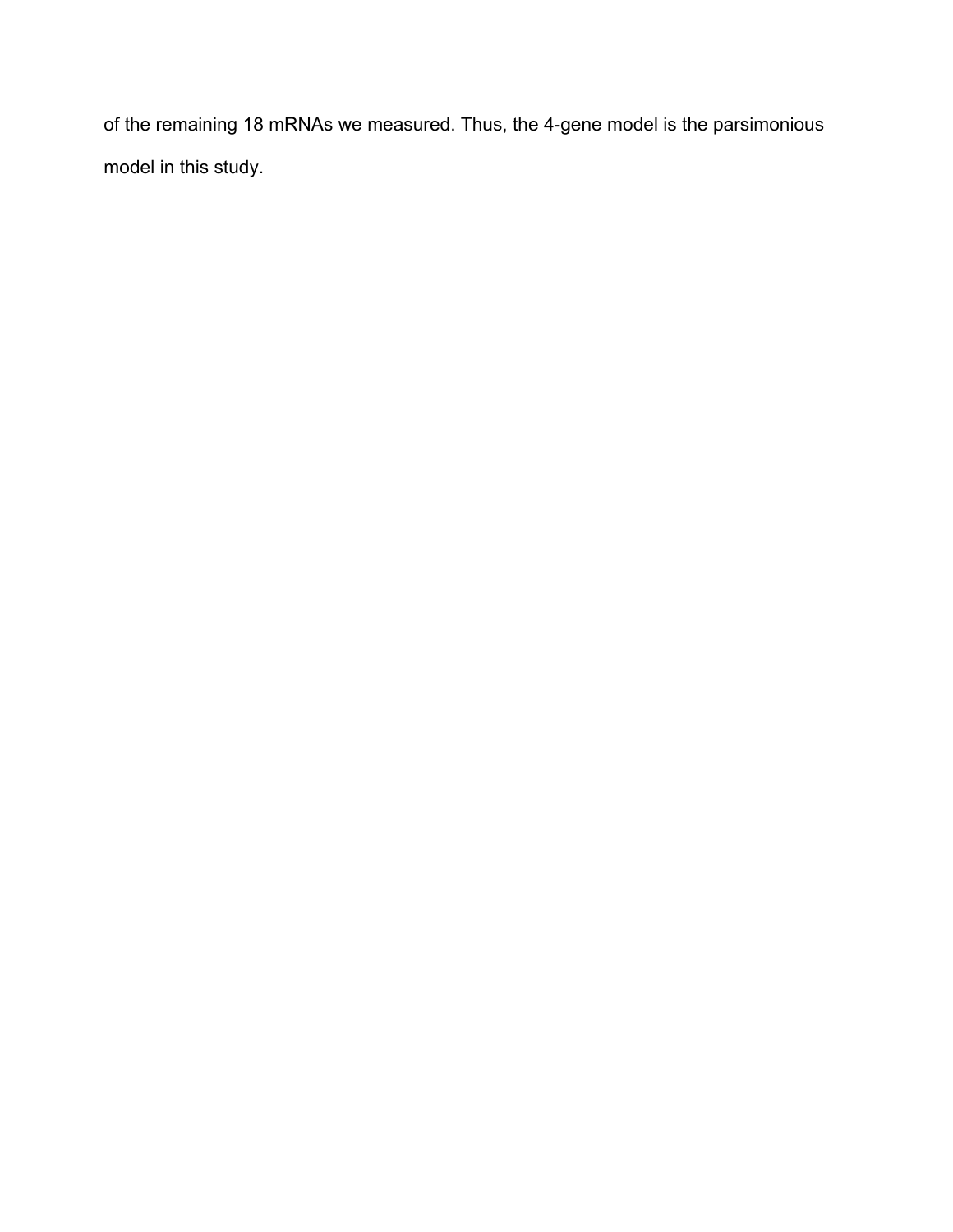of the remaining 18 mRNAs we measured. Thus, the 4-gene model is the parsimonious model in this study.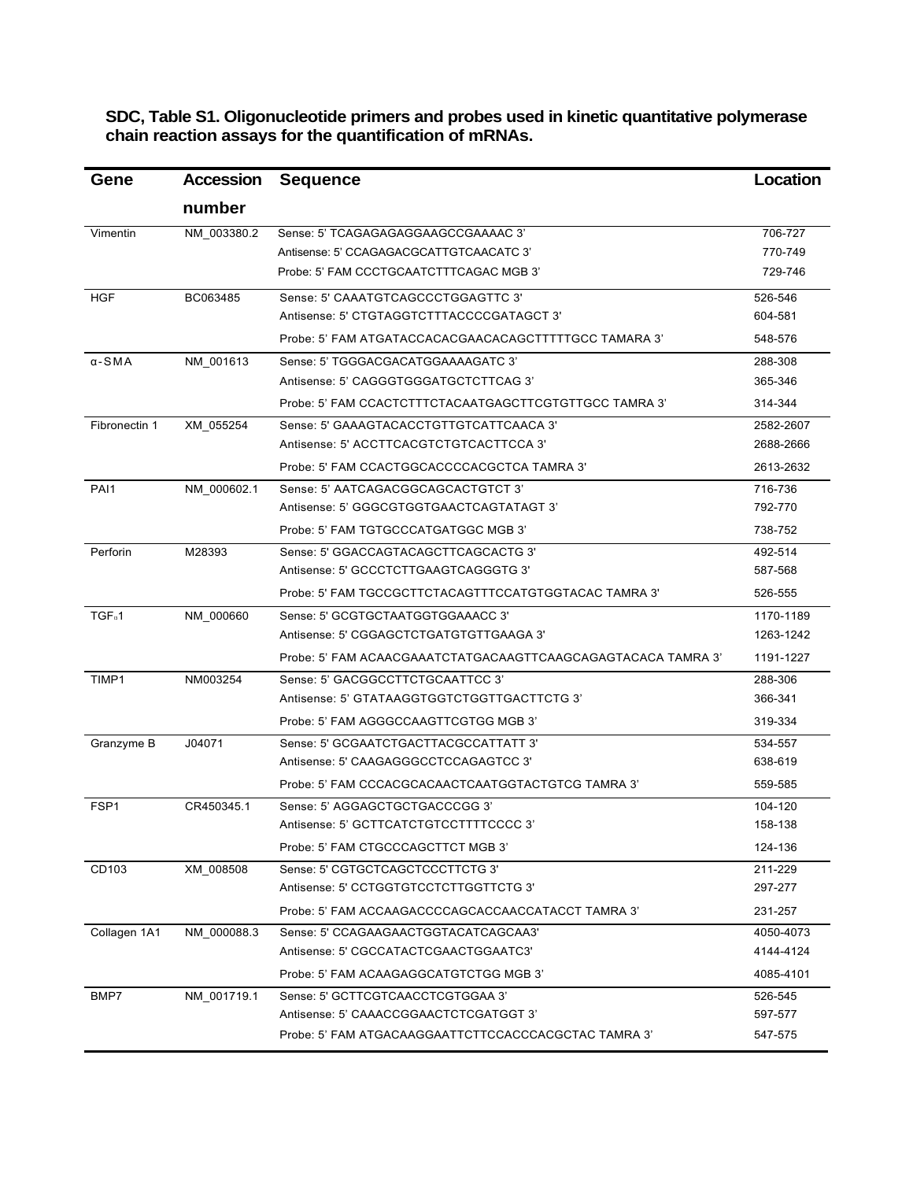**SDC, Table S1. Oligonucleotide primers and probes used in kinetic quantitative polymerase chain reaction assays for the quantification of mRNAs.**

| Gene | Accession number | Sequence | Location |
|---|---|---|---|
| Vimentin | NM_003380.2 | Sense: 5' TCAGAGAGAGGAAGCCGAAAAC 3' | 706-727 |
| | | Antisense: 5' CCAGAGACGCATTGTCAACATC 3' | 770-749 |
| | | Probe: 5' FAM CCCTGCAATCTTTCAGAC MGB 3' | 729-746 |
| HGF | BC063485 | Sense: 5' CAAATGTCAGCCCTGGAGTTC 3' | 526-546 |
| | | Antisense: 5' CTGTAGGTCTTTACCCCGATAGCT 3' | 604-581 |
| | | Probe: 5' FAM ATGATACCACACGAACACAGCTTTTTGCC TAMARA 3' | 548-576 |
| α-SMA | NM_001613 | Sense: 5' TGGGACGACATGGAAAAGATC 3' | 288-308 |
| | | Antisense: 5' CAGGGTGGGATGCTCTTCAG 3' | 365-346 |
| | | Probe: 5' FAM CCACTCTTTCTACAATGAGCTTCGTGTTGCC TAMRA 3' | 314-344 |
| Fibronectin 1 | XM_055254 | Sense: 5' GAAAGTACACCTGTTGTCATTCAACA 3' | 2582-2607 |
| | | Antisense: 5' ACCTTCACGTCTGTCACTTCCA 3' | 2688-2666 |
| | | Probe: 5' FAM CCACTGGCACCCCCACGCTCA TAMRA 3' | 2613-2632 |
| PAI1 | NM_000602.1 | Sense: 5' AATCAGACGGCAGCACTGTCT 3' | 716-736 |
| | | Antisense: 5' GGGCGTGGTGAACTCAGTATAGT 3' | 792-770 |
| | | Probe: 5' FAM TGTGCCCATGATGGC MGB 3' | 738-752 |
| Perforin | M28393 | Sense: 5' GGACCAGTACAGCTTCAGCACTG 3' | 492-514 |
| | | Antisense: 5' GCCCTCTTGAAGTCAGGGTG 3' | 587-568 |
| | | Probe: 5' FAM TGCCGCTTCTACAGTTTCCATGTGGTACAC TAMRA 3' | 526-555 |
| TGFβ1 | NM_000660 | Sense: 5' GCGTGCTAATGGTGGAAACC 3' | 1170-1189 |
| | | Antisense: 5' CGGAGCTCTGATGTGTTGAAGA 3' | 1263-1242 |
| | | Probe: 5' FAM ACAACGAAATCTATGACAAGTTCAAGCAGAGTACACA TAMRA 3' | 1191-1227 |
| TIMP1 | NM003254 | Sense: 5' GACGGCCTTCTGCAATTCC 3' | 288-306 |
| | | Antisense: 5' GTATAAGGTGGTCTGGTTGACTTCTG 3' | 366-341 |
| | | Probe: 5' FAM AGGGCCAAGTTCGTGG MGB 3' | 319-334 |
| Granzyme B | J04071 | Sense: 5' GCGAATCTGACTTACGCCATTATT 3' | 534-557 |
| | | Antisense: 5' CAAGAGGGCCTCCAGAGTCC 3' | 638-619 |
| | | Probe: 5' FAM CCCACGCACAACTCAATGGTACTGTCG TAMRA 3' | 559-585 |
| FSP1 | CR450345.1 | Sense: 5' AGGAGCTGCTGACCCGG 3' | 104-120 |
| | | Antisense: 5' GCTTCATCTGTCCTTTTCCCC 3' | 158-138 |
| | | Probe: 5' FAM CTGCCCAGCTTCT MGB 3' | 124-136 |
| CD103 | XM_008508 | Sense: 5' CGTGCTCAGCTCCCTTCTG 3' | 211-229 |
| | | Antisense: 5' CCTGGTGTCCTCTTGGTTCTG 3' | 297-277 |
| | | Probe: 5' FAM ACCAAGACCCCAGCACCAACCATACCT TAMRA 3' | 231-257 |
| Collagen 1A1 | NM_000088.3 | Sense: 5' CCAGAAGAACTGGTACATCAGCAA3' | 4050-4073 |
| | | Antisense: 5' CGCCATACTCGAACTGGAATC3' | 4144-4124 |
| | | Probe: 5' FAM ACAAGAGGCATGTCTGG MGB 3' | 4085-4101 |
| BMP7 | NM_001719.1 | Sense: 5' GCTTCGTCAACCTCGTGGAA 3' | 526-545 |
| | | Antisense: 5' CAAACCGGAACTCTCGATGGT 3' | 597-577 |
| | | Probe: 5' FAM ATGACAAGGAATTCTTCCACCCACGCTAC TAMRA 3' | 547-575 |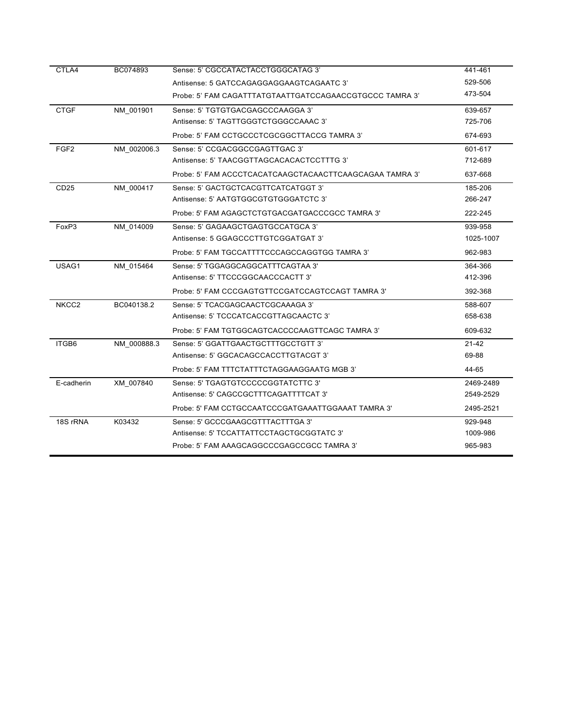| | | | |
|---|---|---|---|
| CTLA4 | BC074893 | Sense: 5' CGCCATACTACCTGGGCATAG 3' | 441-461 |
| | | Antisense: 5 GATCCAGAGGAGGAAGTCAGAATC 3' | 529-506 |
| | | Probe: 5' FAM CAGATTTATGTAATTGATCCAGAACCGTGCCC TAMRA 3' | 473-504 |
| CTGF | NM_001901 | Sense: 5' TGTGTGACGAGCCCAAGGA 3' | 639-657 |
| | | Antisense: 5' TAGTTGGGTCTGGGCCAAAC 3' | 725-706 |
| | | Probe: 5' FAM CCTGCCCTCGCGGCTTACCG TAMRA 3' | 674-693 |
| FGF2 | NM_002006.3 | Sense: 5' CCGACGGCCGAGTTGAC 3' | 601-617 |
| | | Antisense: 5' TAACGGTTAGCACACACTCCTTTG 3' | 712-689 |
| | | Probe: 5' FAM ACCCTCACATCAAGCTACAACTTCAAGCAGAA TAMRA 3' | 637-668 |
| CD25 | NM_000417 | Sense: 5' GACTGCTCACGTTCATCATGGT 3' | 185-206 |
| | | Antisense: 5' AATGTGGCGTGTGGGATCTC 3' | 266-247 |
| | | Probe: 5' FAM AGAGCTCTGTGACGATGACCCGCC TAMRA 3' | 222-245 |
| FoxP3 | NM_014009 | Sense: 5' GAGAAGCTGAGTGCCATGCA 3' | 939-958 |
| | | Antisense: 5 GGAGCCCTTGTCGGATGAT 3' | 1025-1007 |
| | | Probe: 5' FAM TGCCATTTTCCCAGCCAGGTGG TAMRA 3' | 962-983 |
| USAG1 | NM_015464 | Sense: 5' TGGAGGCAGGCATTTCAGTAA 3' | 364-366 |
| | | Antisense: 5' TTCCCGGCAACCCACTT 3' | 412-396 |
| | | Probe: 5' FAM CCCGAGTGTTCCGATCCAGTCCAGT TAMRA 3' | 392-368 |
| NKCC2 | BC040138.2 | Sense: 5' TCACGAGCAACTCGCAAAGA 3' | 588-607 |
| | | Antisense: 5' TCCCATCACCGTTAGCAACTC 3' | 658-638 |
| | | Probe: 5' FAM TGTGGCAGTCACCCCAAGTTCAGC TAMRA 3' | 609-632 |
| ITGB6 | NM_000888.3 | Sense: 5' GGATTGAACTGCTTTGCCTGTT 3' | 21-42 |
| | | Antisense: 5' GGCACAGCCACCTTGTACGT 3' | 69-88 |
| | | Probe: 5' FAM TTTCTATTTCTAGGAAGGAATG MGB 3' | 44-65 |
| E-cadherin | XM_007840 | Sense: 5' TGAGTGTCCCCCGGTATCTTC 3' | 2469-2489 |
| | | Antisense: 5' CAGCCGCTTTCAGATTTTCAT 3' | 2549-2529 |
| | | Probe: 5' FAM CCTGCCAATCCCGATGAAATTGGAAAT TAMRA 3' | 2495-2521 |
| 18S rRNA | K03432 | Sense: 5' GCCCGAAGCGTTTACTTTGA 3' | 929-948 |
| | | Antisense: 5' TCCATTATTCCTAGCTGCGGTATC 3' | 1009-986 |
| | | Probe: 5' FAM AAAGCAGGCCCGAGCCGCC TAMRA 3' | 965-983 |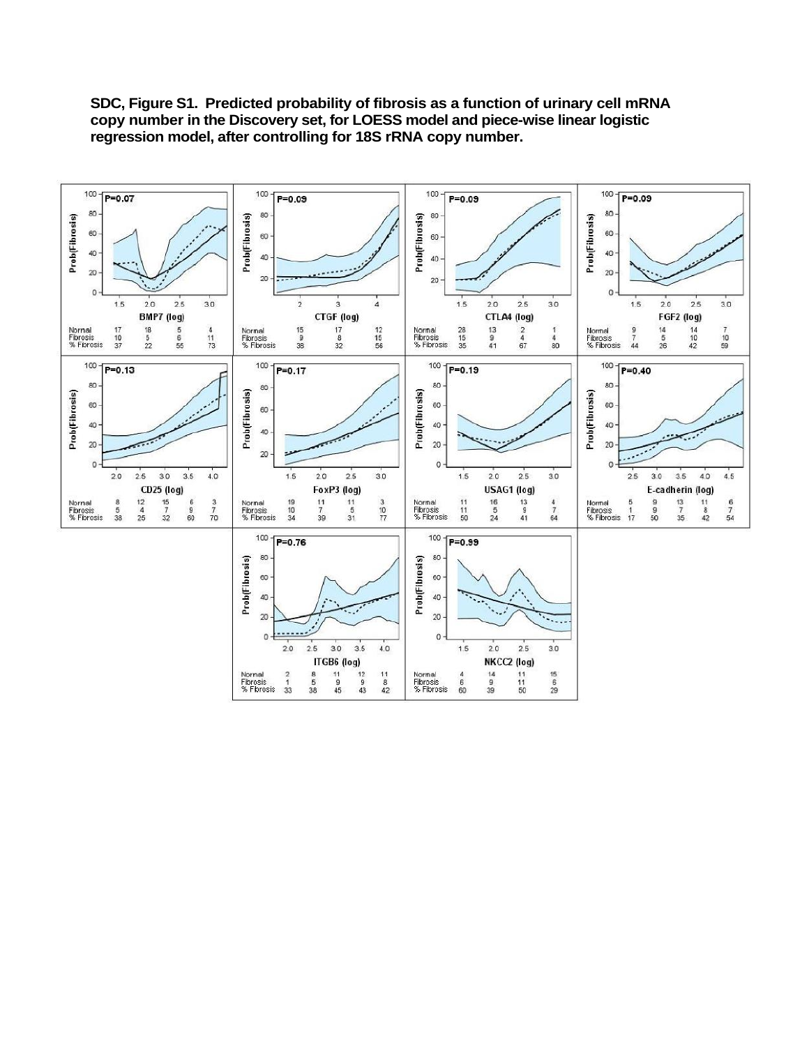**SDC, Figure S1. Predicted probability of fibrosis as a function of urinary cell mRNA copy number in the Discovery set, for LOESS model and piece-wise linear logistic regression model, after controlling for 18S rRNA copy number.**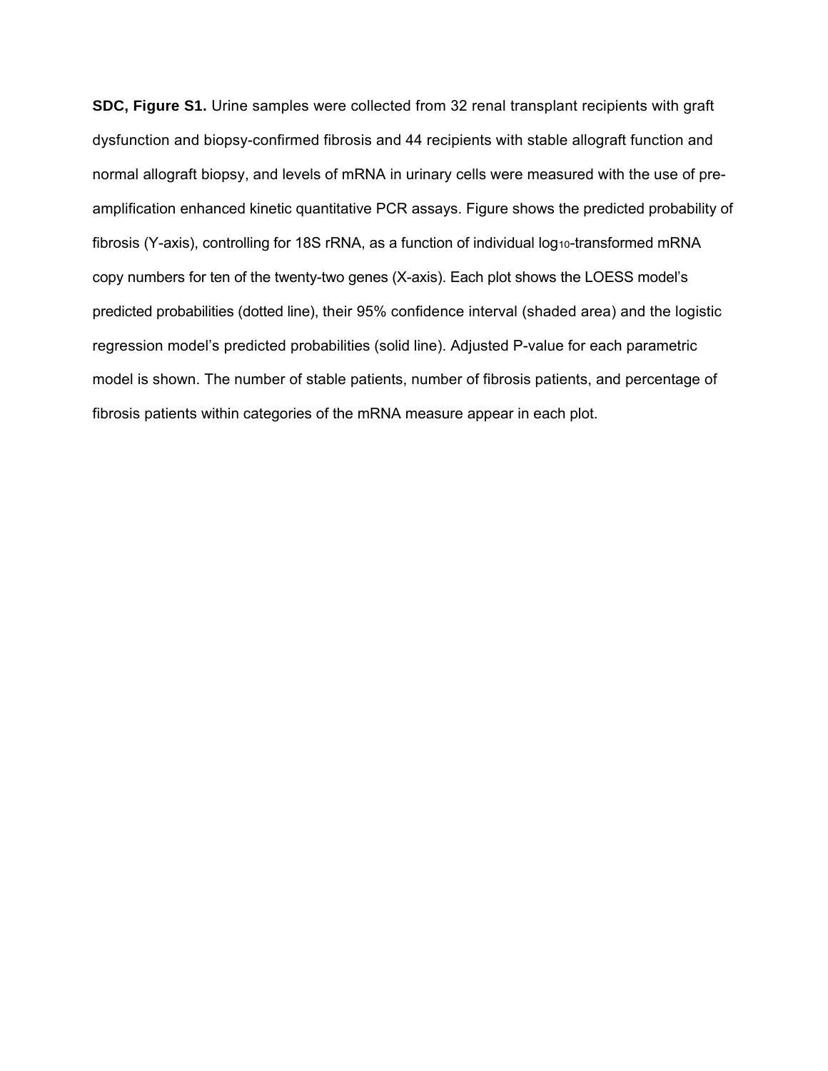**SDC, Figure S1.** Urine samples were collected from 32 renal transplant recipients with graft dysfunction and biopsy-confirmed fibrosis and 44 recipients with stable allograft function and normal allograft biopsy, and levels of mRNA in urinary cells were measured with the use of pre-amplification enhanced kinetic quantitative PCR assays. Figure shows the predicted probability of fibrosis (Y-axis), controlling for 18S rRNA, as a function of individual $log_{10}$-transformed mRNA copy numbers for ten of the twenty-two genes (X-axis). Each plot shows the LOESS model's predicted probabilities (dotted line), their 95% confidence interval (shaded area) and the logistic regression model's predicted probabilities (solid line). Adjusted P-value for each parametric model is shown. The number of stable patients, number of fibrosis patients, and percentage of fibrosis patients within categories of the mRNA measure appear in each plot.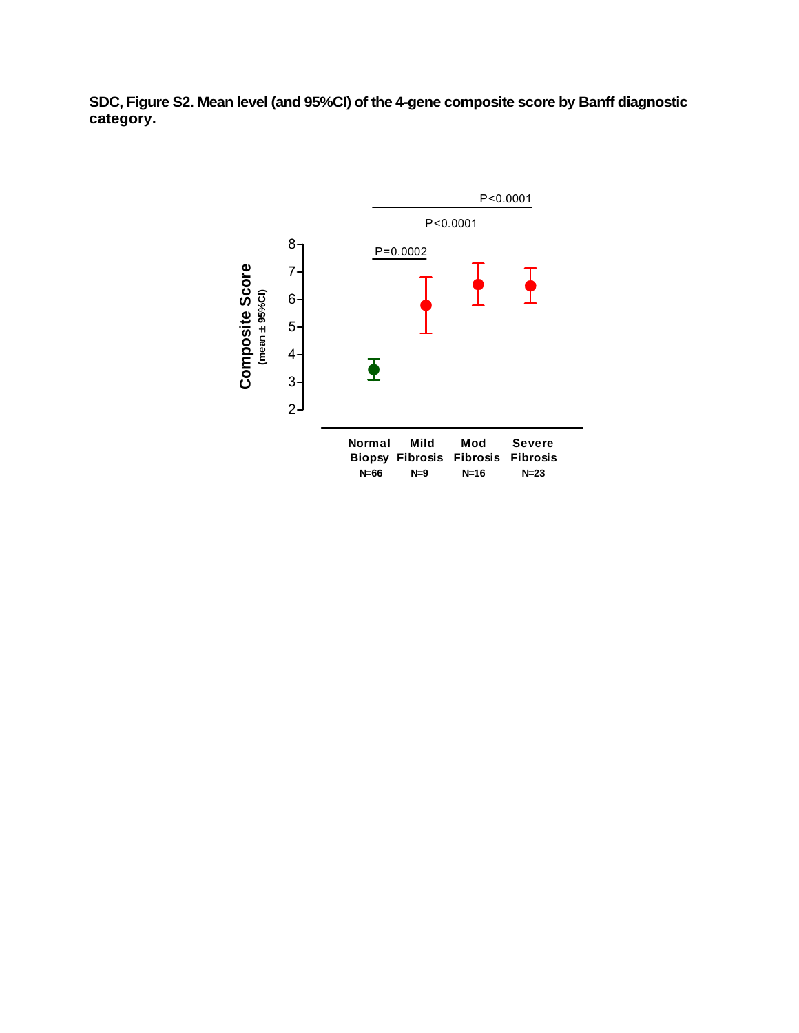**SDC, Figure S2. Mean level (and 95%CI) of the 4-gene composite score by Banff diagnostic category.**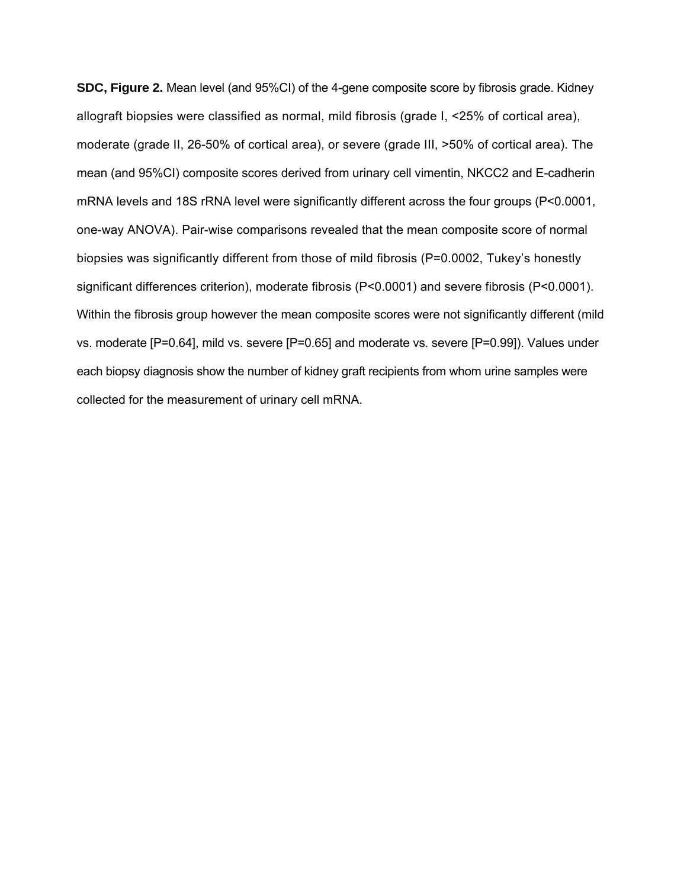**SDC, Figure 2.** Mean level (and 95%CI) of the 4-gene composite score by fibrosis grade. Kidney allograft biopsies were classified as normal, mild fibrosis (grade I, <25% of cortical area), moderate (grade II, 26-50% of cortical area), or severe (grade III, >50% of cortical area). The mean (and 95%CI) composite scores derived from urinary cell vimentin, NKCC2 and E-cadherin mRNA levels and 18S rRNA level were significantly different across the four groups ($P<0.0001$, one-way ANOVA). Pair-wise comparisons revealed that the mean composite score of normal biopsies was significantly different from those of mild fibrosis ($P=0.0002$, Tukey's honestly significant differences criterion), moderate fibrosis ($P<0.0001$) and severe fibrosis ($P<0.0001$). Within the fibrosis group however the mean composite scores were not significantly different (mild vs. moderate [$P=0.64$], mild vs. severe [$P=0.65$] and moderate vs. severe [$P=0.99$]). Values under each biopsy diagnosis show the number of kidney graft recipients from whom urine samples were collected for the measurement of urinary cell mRNA.